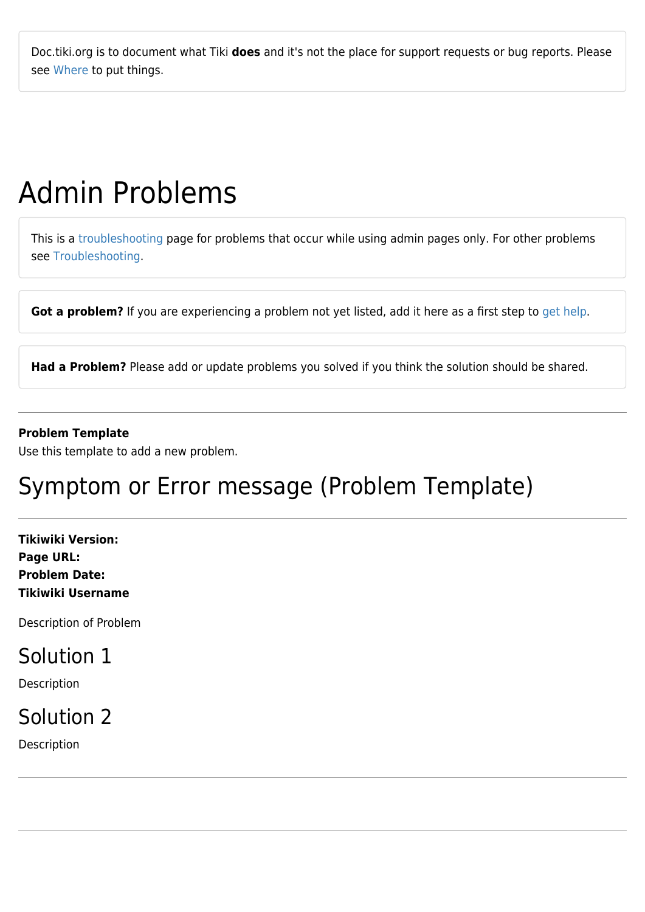Doc.tiki.org is to document what Tiki **does** and it's not the place for support requests or bug reports. Please see Where to put things.

# Admin Problems

This is a troubleshooting page for problems that occur while using admin pages only. For other problems see Troubleshooting.

**Got a problem?** If you are experiencing a problem not yet listed, add it here as a first step to get help.

**Had a Problem?** Please add or update problems you solved if you think the solution should be shared.

---

**Problem Template**
Use this template to add a new problem.

## Symptom or Error message (Problem Template)

---

**Tikiwiki Version:**
**Page URL:**
**Problem Date:**
**Tikiwiki Username**

Description of Problem

### Solution 1

Description

### Solution 2

Description

---

---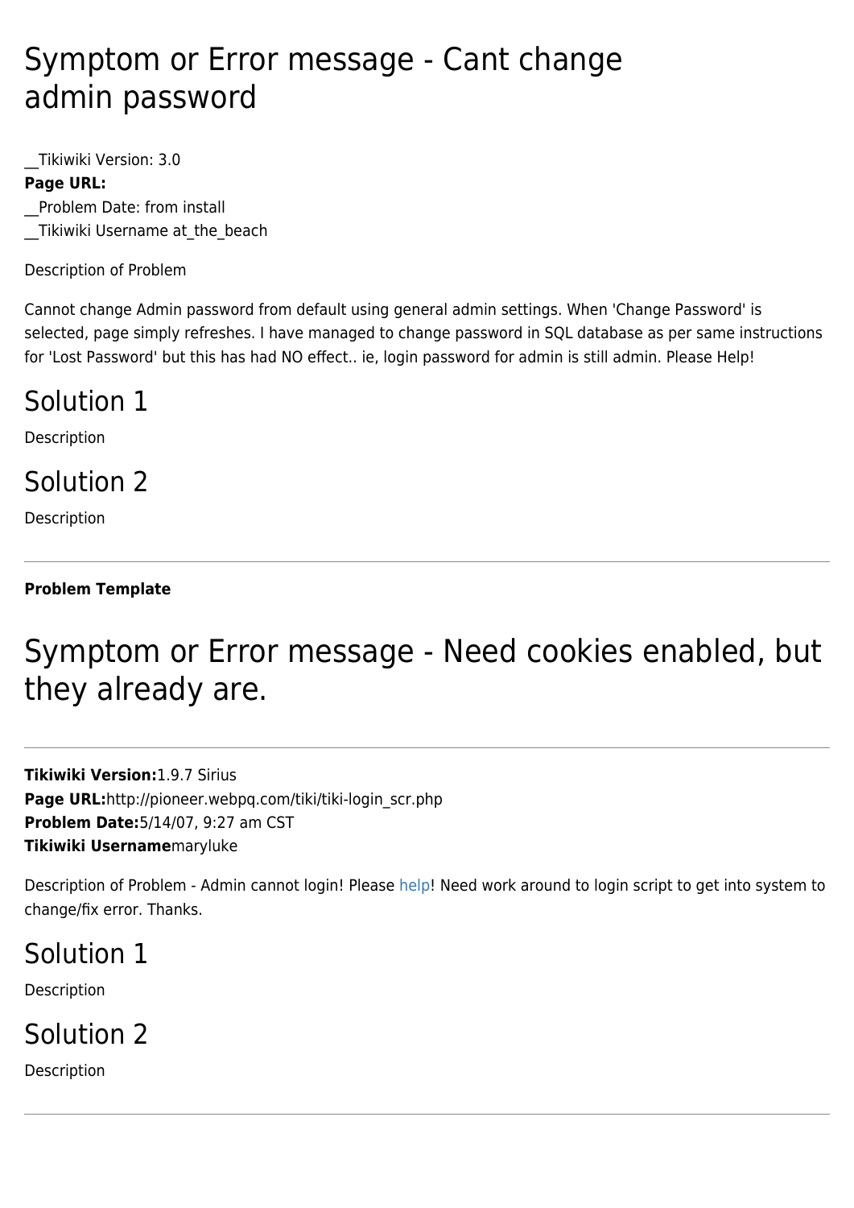# Symptom or Error message - Cant change admin password

__Tikiwiki Version: 3.0
**Page URL:**
__Problem Date: from install
__Tikiwiki Username at_the_beach

Description of Problem

Cannot change Admin password from default using general admin settings. When 'Change Password' is selected, page simply refreshes. I have managed to change password in SQL database as per same instructions for 'Lost Password' but this has had NO effect.. ie, login password for admin is still admin. Please Help!

## Solution 1

Description

## Solution 2

Description

---

**Problem Template**

# Symptom or Error message - Need cookies enabled, but they already are.

---

**Tikiwiki Version:**1.9.7 Sirius
**Page URL:**http://pioneer.webpq.com/tiki/tiki-login_scr.php
**Problem Date:**5/14/07, 9:27 am CST
**Tikiwiki Username**maryluke

Description of Problem - Admin cannot login! Please help! Need work around to login script to get into system to change/fix error. Thanks.

## Solution 1

Description

## Solution 2

Description

---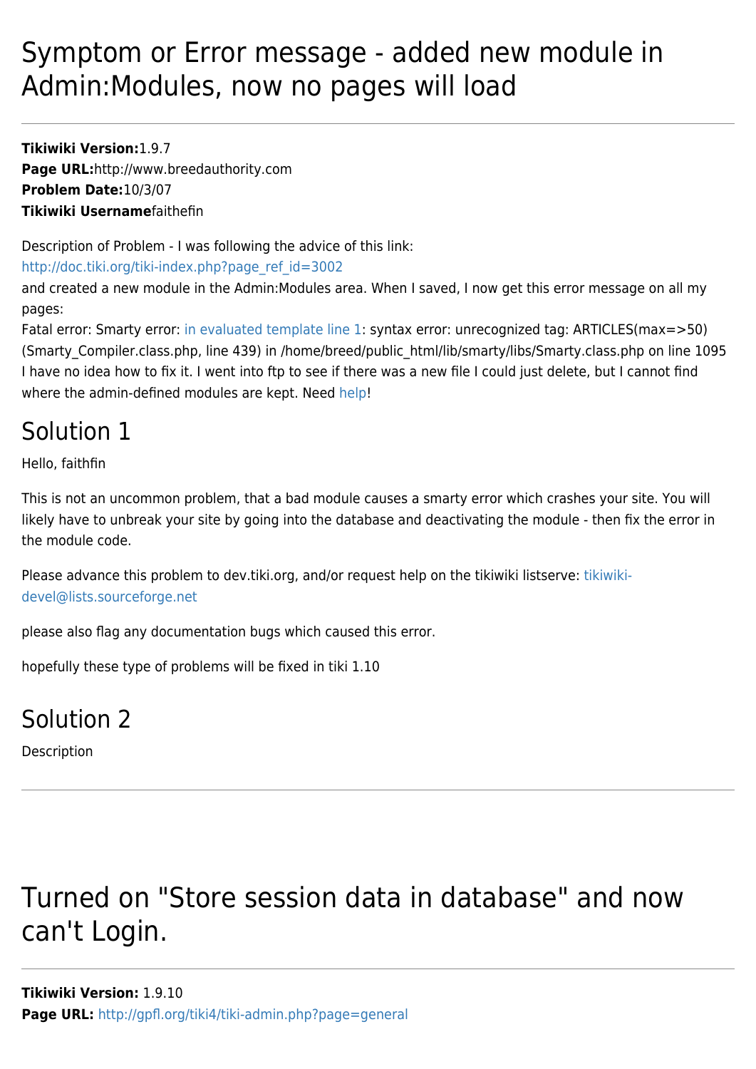# Symptom or Error message - added new module in Admin:Modules, now no pages will load

**Tikiwiki Version:**1.9.7
**Page URL:**http://www.breedauthority.com
**Problem Date:**10/3/07
**Tikiwiki Username**faithefin

Description of Problem - I was following the advice of this link:
http://doc.tiki.org/tiki-index.php?page_ref_id=3002
and created a new module in the Admin:Modules area. When I saved, I now get this error message on all my pages:
Fatal error: Smarty error: in evaluated template line 1: syntax error: unrecognized tag: ARTICLES(max=>50) (Smarty_Compiler.class.php, line 439) in /home/breed/public_html/lib/smarty/libs/Smarty.class.php on line 1095
I have no idea how to fix it. I went into ftp to see if there was a new file I could just delete, but I cannot find where the admin-defined modules are kept. Need help!

## Solution 1

Hello, faithfin

This is not an uncommon problem, that a bad module causes a smarty error which crashes your site. You will likely have to unbreak your site by going into the database and deactivating the module - then fix the error in the module code.

Please advance this problem to dev.tiki.org, and/or request help on the tikiwiki listserve: tikiwiki-devel@lists.sourceforge.net

please also flag any documentation bugs which caused this error.

hopefully these type of problems will be fixed in tiki 1.10

## Solution 2

Description

---

# Turned on "Store session data in database" and now can't Login.

---

**Tikiwiki Version:** 1.9.10
**Page URL:** http://gpfl.org/tiki4/tiki-admin.php?page=general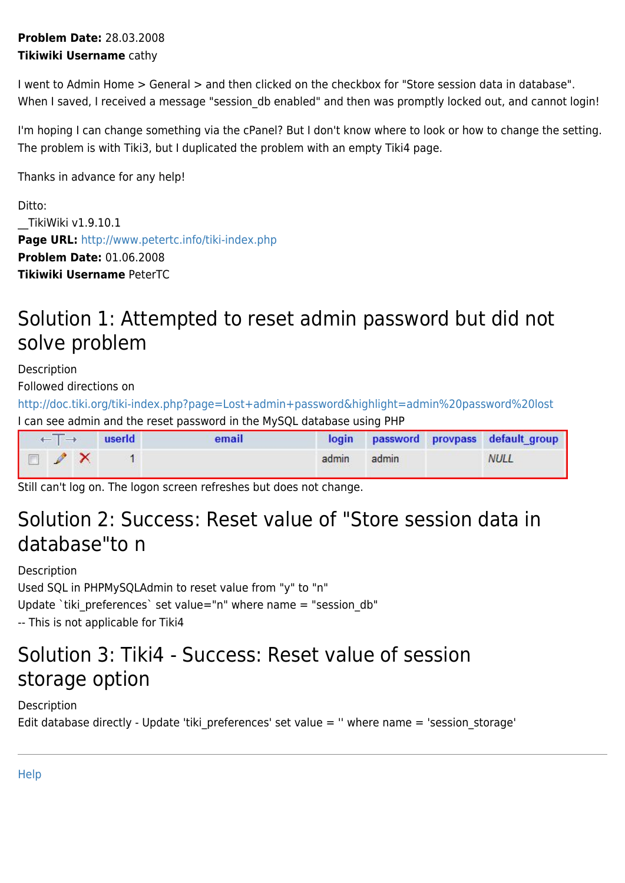**Problem Date:** 28.03.2008
**Tikiwiki Username** cathy

I went to Admin Home > General > and then clicked on the checkbox for "Store session data in database". When I saved, I received a message "session_db enabled" and then was promptly locked out, and cannot login!

I'm hoping I can change something via the cPanel? But I don't know where to look or how to change the setting. The problem is with Tiki3, but I duplicated the problem with an empty Tiki4 page.

Thanks in advance for any help!

Ditto:
__TikiWiki v1.9.10.1
**Page URL:** http://www.petertc.info/tiki-index.php
**Problem Date:** 01.06.2008
**Tikiwiki Username** PeterTC

# Solution 1: Attempted to reset admin password but did not solve problem

Description
Followed directions on
http://doc.tiki.org/tiki-index.php?page=Lost+admin+password&highlight=admin%20password%20lost
I can see admin and the reset password in the MySQL database using PHP

| ←T→ | | | userId | email | login | password | provpass | default_group |
|---|---|---|---|---|---|---|---|---|
| ☐ | ✎ | ✕ | 1 | | admin | admin | | NULL |

Still can't log on. The logon screen refreshes but does not change.

# Solution 2: Success: Reset value of "Store session data in database"to n

Description
Used SQL in PHPMySQLAdmin to reset value from "y" to "n"
Update `tiki_preferences` set value="n" where name = "session_db"
-- This is not applicable for Tiki4

# Solution 3: Tiki4 - Success: Reset value of session storage option

Description
Edit database directly - Update 'tiki_preferences' set value = '' where name = 'session_storage'

---

Help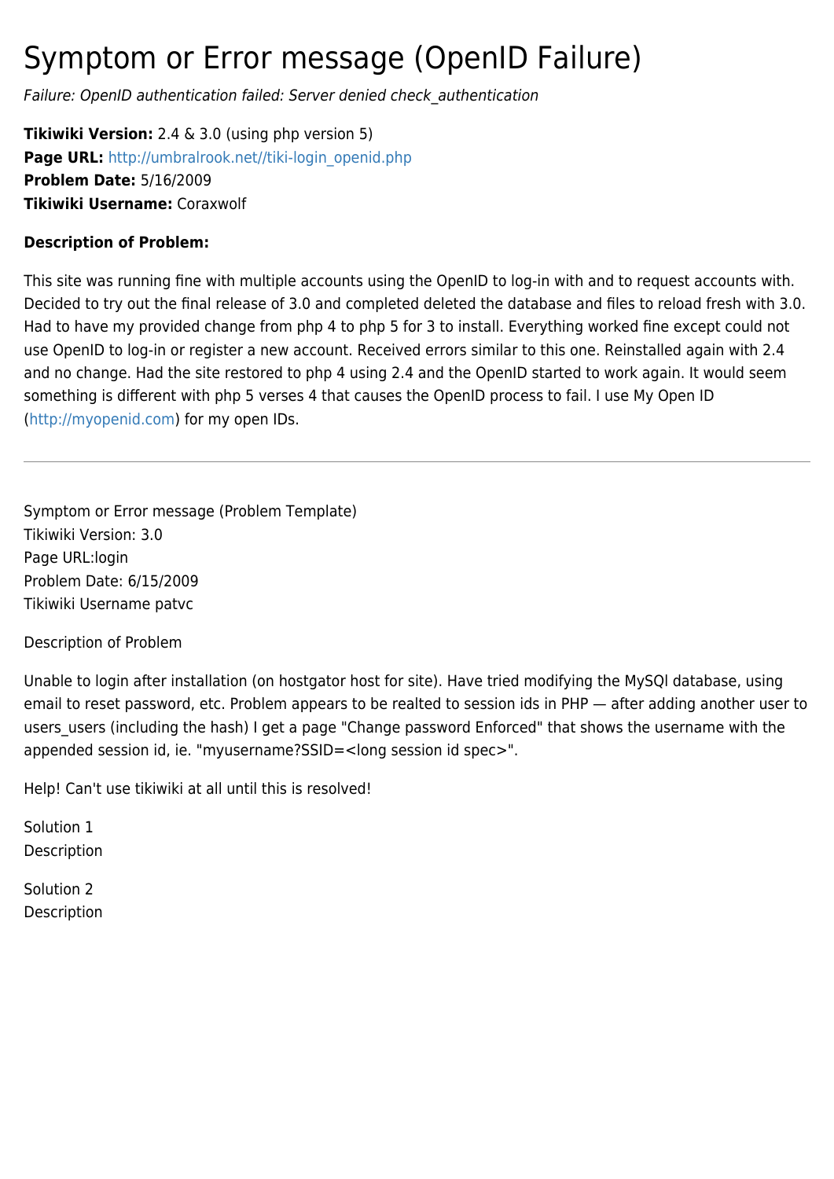# Symptom or Error message (OpenID Failure)

*Failure: OpenID authentication failed: Server denied check_authentication*

**Tikiwiki Version:** 2.4 & 3.0 (using php version 5)
**Page URL:** http://umbralrook.net//tiki-login_openid.php
**Problem Date:** 5/16/2009
**Tikiwiki Username:** Coraxwolf

**Description of Problem:**

This site was running fine with multiple accounts using the OpenID to log-in with and to request accounts with. Decided to try out the final release of 3.0 and completed deleted the database and files to reload fresh with 3.0. Had to have my provided change from php 4 to php 5 for 3 to install. Everything worked fine except could not use OpenID to log-in or register a new account. Received errors similar to this one. Reinstalled again with 2.4 and no change. Had the site restored to php 4 using 2.4 and the OpenID started to work again. It would seem something is different with php 5 verses 4 that causes the OpenID process to fail. I use My Open ID (http://myopenid.com) for my open IDs.

---

Symptom or Error message (Problem Template)
Tikiwiki Version: 3.0
Page URL:login
Problem Date: 6/15/2009
Tikiwiki Username patvc

Description of Problem

Unable to login after installation (on hostgator host for site). Have tried modifying the MySQl database, using email to reset password, etc. Problem appears to be realted to session ids in PHP — after adding another user to users_users (including the hash) I get a page "Change password Enforced" that shows the username with the appended session id, ie. "myusername?SSID=<long session id spec>".

Help! Can't use tikiwiki at all until this is resolved!

Solution 1
Description

Solution 2
Description